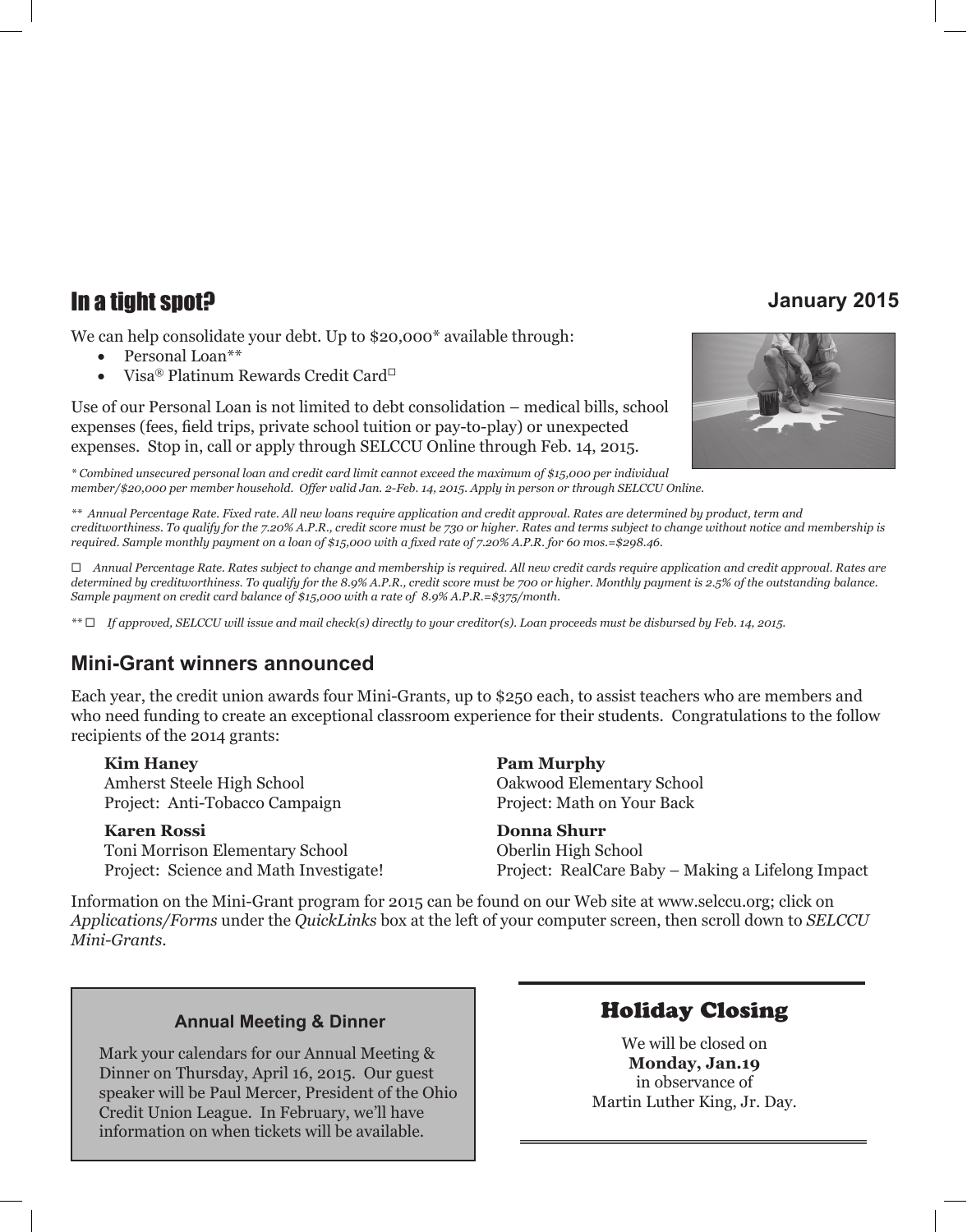## In a tight spot?

**January 2015**

We can help consolidate your debt. Up to $20,000* available through:

- Personal Loan**
- Visa® Platinum Rewards Credit Card□

Use of our Personal Loan is not limited to debt consolidation – medical bills, school expenses (fees, field trips, private school tuition or pay-to-play) or unexpected expenses. Stop in, call or apply through SELCCU Online through Feb. 14, 2015.

*\* Combined unsecured personal loan and credit card limit cannot exceed the maximum of $15,000 per individual member/$20,000 per member household. Offer valid Jan. 2-Feb. 14, 2015. Apply in person or through SELCCU Online.*

*\*\* Annual Percentage Rate. Fixed rate. All new loans require application and credit approval. Rates are determined by product, term and creditworthiness. To qualify for the 7.20% A.P.R., credit score must be 730 or higher. Rates and terms subject to change without notice and membership is required. Sample monthly payment on a loan of $15,000 with a fixed rate of 7.20% A.P.R. for 60 mos.=$298.46.*

*□ Annual Percentage Rate. Rates subject to change and membership is required. All new credit cards require application and credit approval. Rates are determined by creditworthiness. To qualify for the 8.9% A.P.R., credit score must be 700 or higher. Monthly payment is 2.5% of the outstanding balance. Sample payment on credit card balance of $15,000 with a rate of 8.9% A.P.R.=$375/month.*

*\*\* □ If approved, SELCCU will issue and mail check(s) directly to your creditor(s). Loan proceeds must be disbursed by Feb. 14, 2015.*

## Mini-Grant winners announced

Each year, the credit union awards four Mini-Grants, up to $250 each, to assist teachers who are members and who need funding to create an exceptional classroom experience for their students. Congratulations to the follow recipients of the 2014 grants:

**Kim Haney**
Amherst Steele High School
Project: Anti-Tobacco Campaign

**Karen Rossi**
Toni Morrison Elementary School
Project: Science and Math Investigate!

**Pam Murphy**
Oakwood Elementary School
Project: Math on Your Back

**Donna Shurr**
Oberlin High School
Project: RealCare Baby – Making a Lifelong Impact

Information on the Mini-Grant program for 2015 can be found on our Web site at www.selccu.org; click on *Applications/Forms* under the *QuickLinks* box at the left of your computer screen, then scroll down to *SELCCU Mini-Grants*.

### Annual Meeting & Dinner

Mark your calendars for our Annual Meeting & Dinner on Thursday, April 16, 2015. Our guest speaker will be Paul Mercer, President of the Ohio Credit Union League. In February, we'll have information on when tickets will be available.

## Holiday Closing

We will be closed on
**Monday, Jan.19**
in observance of
Martin Luther King, Jr. Day.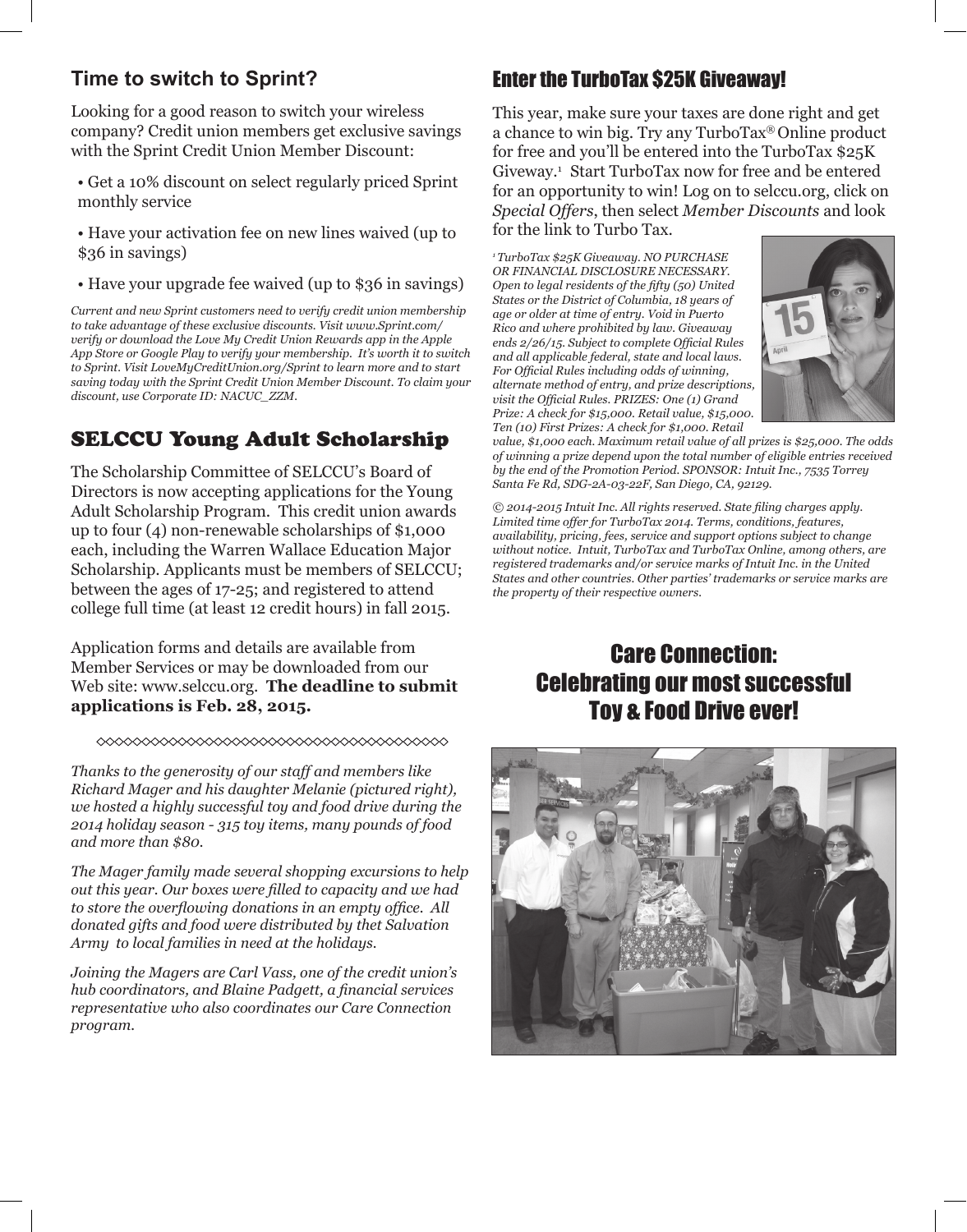## Time to switch to Sprint?

Looking for a good reason to switch your wireless company? Credit union members get exclusive savings with the Sprint Credit Union Member Discount:

- Get a 10% discount on select regularly priced Sprint monthly service
- Have your activation fee on new lines waived (up to $36 in savings)
- Have your upgrade fee waived (up to $36 in savings)

*Current and new Sprint customers need to verify credit union membership to take advantage of these exclusive discounts. Visit www.Sprint.com/verify or download the Love My Credit Union Rewards app in the Apple App Store or Google Play to verify your membership. It's worth it to switch to Sprint. Visit LoveMyCreditUnion.org/Sprint to learn more and to start saving today with the Sprint Credit Union Member Discount. To claim your discount, use Corporate ID: NACUC_ZZM.*

## SELCCU Young Adult Scholarship

The Scholarship Committee of SELCCU's Board of Directors is now accepting applications for the Young Adult Scholarship Program. This credit union awards up to four (4) non-renewable scholarships of $1,000 each, including the Warren Wallace Education Major Scholarship. Applicants must be members of SELCCU; between the ages of 17-25; and registered to attend college full time (at least 12 credit hours) in fall 2015.

Application forms and details are available from Member Services or may be downloaded from our Web site: www.selccu.org. **The deadline to submit applications is Feb. 28, 2015.**

◇◇◇◇◇◇◇◇◇◇◇◇◇◇◇◇◇◇◇◇◇◇◇◇◇◇◇◇◇◇◇◇◇◇◇◇◇◇◇◇

*Thanks to the generosity of our staff and members like Richard Mager and his daughter Melanie (pictured right), we hosted a highly successful toy and food drive during the 2014 holiday season - 315 toy items, many pounds of food and more than $80.*

*The Mager family made several shopping excursions to help out this year. Our boxes were filled to capacity and we had to store the overflowing donations in an empty office. All donated gifts and food were distributed by thet Salvation Army to local families in need at the holidays.*

*Joining the Magers are Carl Vass, one of the credit union's hub coordinators, and Blaine Padgett, a financial services representative who also coordinates our Care Connection program.*

## Enter the TurboTax $25K Giveaway!

This year, make sure your taxes are done right and get a chance to win big. Try any TurboTax® Online product for free and you'll be entered into the TurboTax $25K Giveway.[1] Start TurboTax now for free and be entered for an opportunity to win! Log on to selccu.org, click on *Special Offers*, then select *Member Discounts* and look for the link to Turbo Tax.

*[1] TurboTax $25K Giveaway. NO PURCHASE OR FINANCIAL DISCLOSURE NECESSARY. Open to legal residents of the fifty (50) United States or the District of Columbia, 18 years of age or older at time of entry. Void in Puerto Rico and where prohibited by law. Giveaway ends 2/26/15. Subject to complete Official Rules and all applicable federal, state and local laws. For Official Rules including odds of winning, alternate method of entry, and prize descriptions, visit the Official Rules. PRIZES: One (1) Grand Prize: A check for $15,000. Retail value, $15,000. Ten (10) First Prizes: A check for $1,000. Retail value, $1,000 each. Maximum retail value of all prizes is $25,000. The odds of winning a prize depend upon the total number of eligible entries received by the end of the Promotion Period. SPONSOR: Intuit Inc., 7535 Torrey Santa Fe Rd, SDG-2A-03-22F, San Diego, CA, 92129.*

*© 2014-2015 Intuit Inc. All rights reserved. State filing charges apply. Limited time offer for TurboTax 2014. Terms, conditions, features, availability, pricing, fees, service and support options subject to change without notice. Intuit, TurboTax and TurboTax Online, among others, are registered trademarks and/or service marks of Intuit Inc. in the United States and other countries. Other parties' trademarks or service marks are the property of their respective owners.*

## Care Connection: Celebrating our most successful Toy & Food Drive ever!